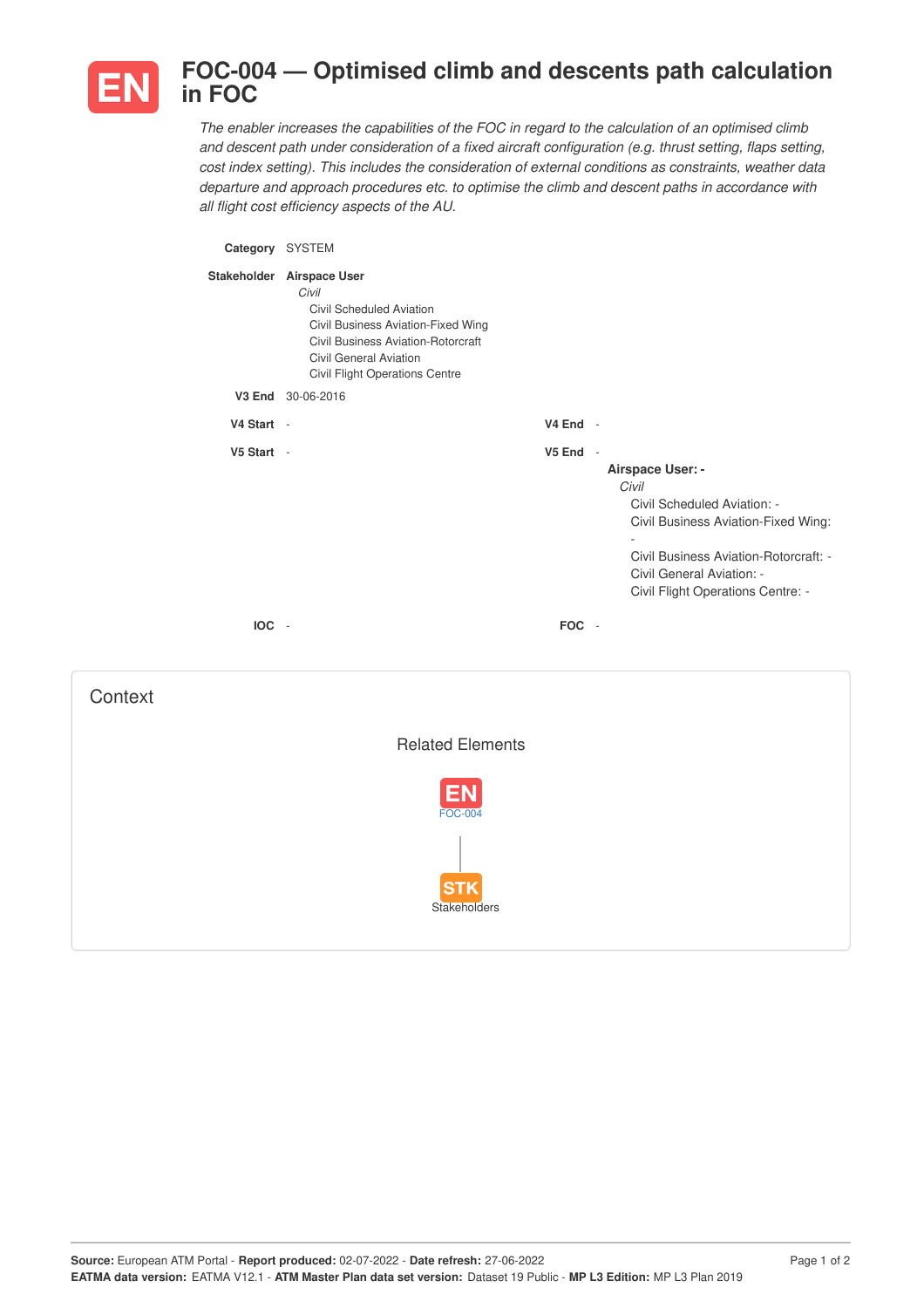# FOC-004 — Optimised climb and descents path calculation in FOC

*The enabler increases the capabilities of the FOC in regard to the calculation of an optimised climb and descent path under consideration of a fixed aircraft configuration (e.g. thrust setting, flaps setting, cost index setting). This includes the consideration of external conditions as constraints, weather data departure and approach procedures etc. to optimise the climb and descent paths in accordance with all flight cost efficiency aspects of the AU.*

**Category** SYSTEM

**Stakeholder** **Airspace User**
*Civil*
- Civil Scheduled Aviation
- Civil Business Aviation-Fixed Wing
- Civil Business Aviation-Rotorcraft
- Civil General Aviation
- Civil Flight Operations Centre

**V3 End** 30-06-2016

**V4 Start** -

**V4 End** -

**V5 Start** -

**V5 End** -

**Airspace User: -**
*Civil*
- Civil Scheduled Aviation: -
- Civil Business Aviation-Fixed Wing: -
- Civil Business Aviation-Rotorcraft: -
- Civil General Aviation: -
- Civil Flight Operations Centre: -

**IOC** -

**FOC** -

## Context

### Related Elements

EN FOC-004

STK Stakeholders

**Source:** European ATM Portal - **Report produced:** 02-07-2022 - **Date refresh:** 27-06-2022
**EATMA data version:** EATMA V12.1 - **ATM Master Plan data set version:** Dataset 19 Public - **MP L3 Edition:** MP L3 Plan 2019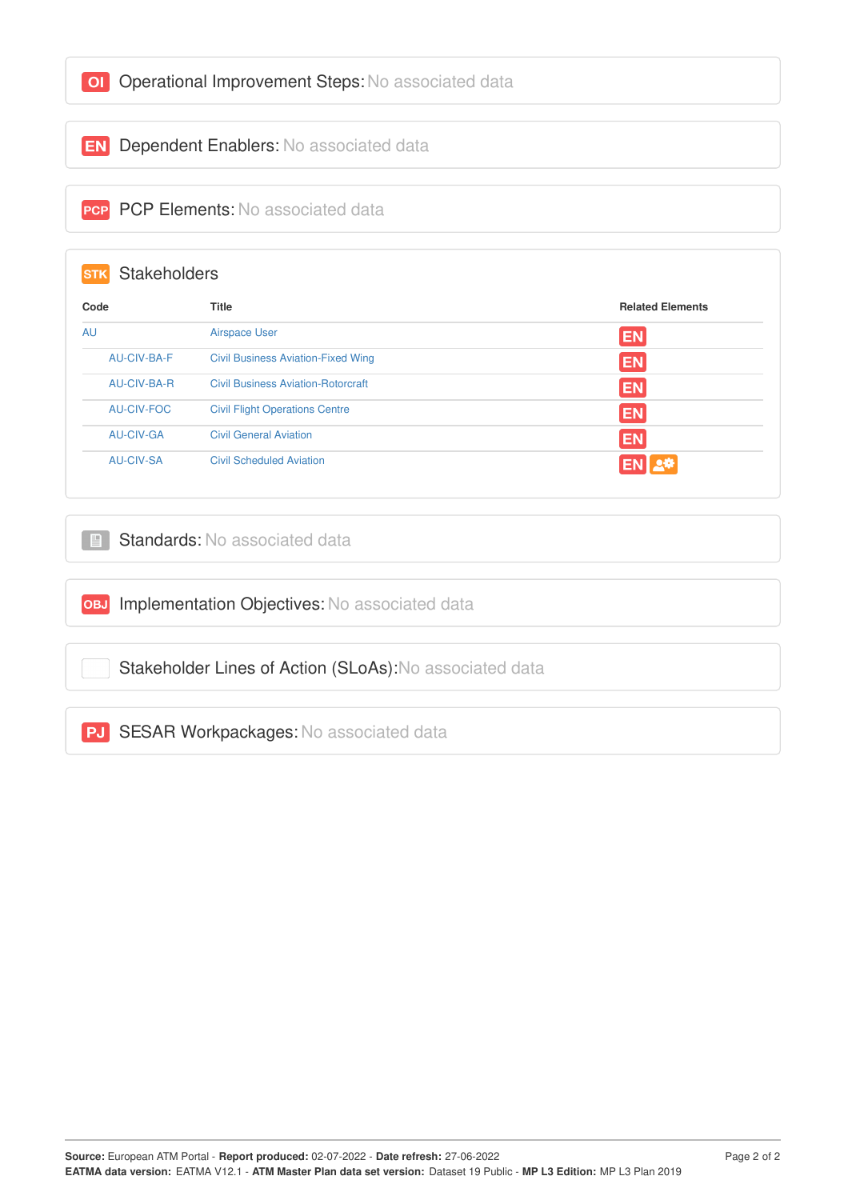## OI Operational Improvement Steps: No associated data

## EN Dependent Enablers: No associated data

## PCP PCP Elements: No associated data

## STK Stakeholders

| Code | Title | Related Elements |
| --- | --- | --- |
| AU | Airspace User | EN |
| AU-CIV-BA-F | Civil Business Aviation-Fixed Wing | EN |
| AU-CIV-BA-R | Civil Business Aviation-Rotorcraft | EN |
| AU-CIV-FOC | Civil Flight Operations Centre | EN |
| AU-CIV-GA | Civil General Aviation | EN |
| AU-CIV-SA | Civil Scheduled Aviation | EN |

## Standards: No associated data

## OBJ Implementation Objectives: No associated data

## Stakeholder Lines of Action (SLoAs): No associated data

## PJ SESAR Workpackages: No associated data

**Source:** European ATM Portal - **Report produced:** 02-07-2022 - **Date refresh:** 27-06-2022
**EATMA data version:** EATMA V12.1 - **ATM Master Plan data set version:** Dataset 19 Public - **MP L3 Edition:** MP L3 Plan 2019